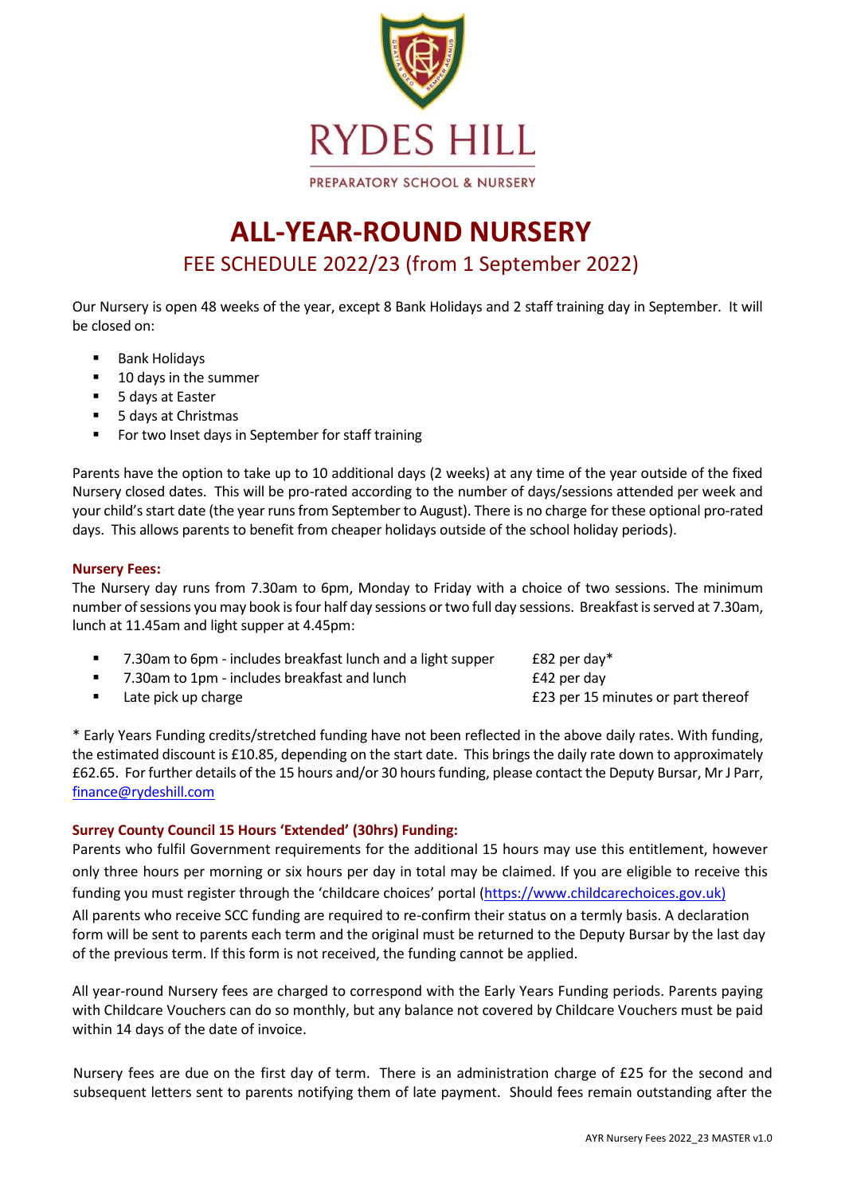RYDES HILL

PREPARATORY SCHOOL & NURSERY

# ALL-YEAR-ROUND NURSERY

## FEE SCHEDULE 2022/23 (from 1 September 2022)

Our Nursery is open 48 weeks of the year, except 8 Bank Holidays and 2 staff training day in September. It will be closed on:

- Bank Holidays
- 10 days in the summer
- 5 days at Easter
- 5 days at Christmas
- For two Inset days in September for staff training

Parents have the option to take up to 10 additional days (2 weeks) at any time of the year outside of the fixed Nursery closed dates. This will be pro-rated according to the number of days/sessions attended per week and your child's start date (the year runs from September to August). There is no charge for these optional pro-rated days. This allows parents to benefit from cheaper holidays outside of the school holiday periods).

**Nursery Fees:**

The Nursery day runs from 7.30am to 6pm, Monday to Friday with a choice of two sessions. The minimum number of sessions you may book is four half day sessions or two full day sessions. Breakfast is served at 7.30am, lunch at 11.45am and light supper at 4.45pm:

- 7.30am to 6pm - includes breakfast lunch and a light supper — £82 per day*
- 7.30am to 1pm - includes breakfast and lunch — £42 per day
- Late pick up charge — £23 per 15 minutes or part thereof

* Early Years Funding credits/stretched funding have not been reflected in the above daily rates. With funding, the estimated discount is £10.85, depending on the start date. This brings the daily rate down to approximately £62.65. For further details of the 15 hours and/or 30 hours funding, please contact the Deputy Bursar, Mr J Parr, finance@rydeshill.com

**Surrey County Council 15 Hours 'Extended' (30hrs) Funding:**

Parents who fulfil Government requirements for the additional 15 hours may use this entitlement, however only three hours per morning or six hours per day in total may be claimed. If you are eligible to receive this funding you must register through the 'childcare choices' portal (https://www.childcarechoices.gov.uk)

All parents who receive SCC funding are required to re-confirm their status on a termly basis. A declaration form will be sent to parents each term and the original must be returned to the Deputy Bursar by the last day of the previous term. If this form is not received, the funding cannot be applied.

All year-round Nursery fees are charged to correspond with the Early Years Funding periods. Parents paying with Childcare Vouchers can do so monthly, but any balance not covered by Childcare Vouchers must be paid within 14 days of the date of invoice.

Nursery fees are due on the first day of term. There is an administration charge of £25 for the second and subsequent letters sent to parents notifying them of late payment. Should fees remain outstanding after the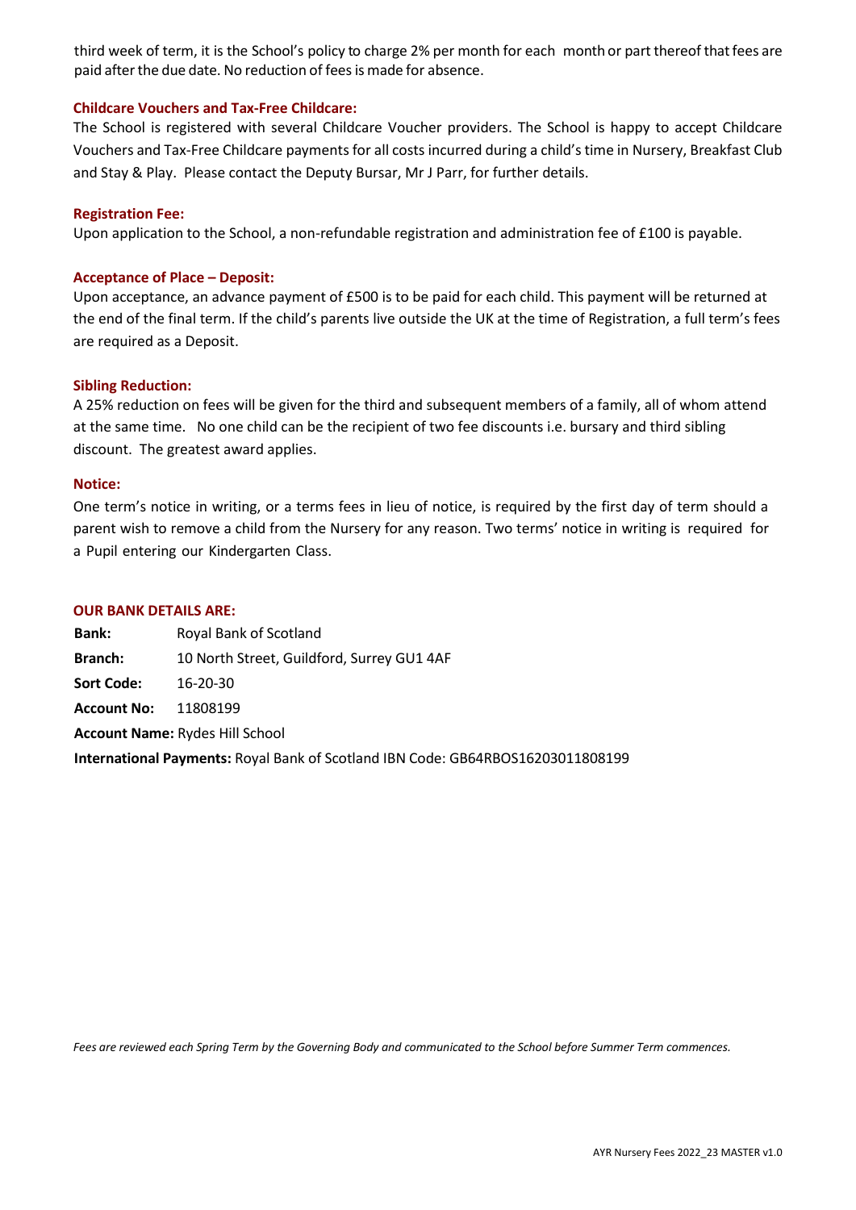third week of term, it is the School's policy to charge 2% per month for each month or part thereof that fees are paid after the due date. No reduction of fees is made for absence.

### Childcare Vouchers and Tax-Free Childcare:

The School is registered with several Childcare Voucher providers. The School is happy to accept Childcare Vouchers and Tax-Free Childcare payments for all costs incurred during a child's time in Nursery, Breakfast Club and Stay & Play. Please contact the Deputy Bursar, Mr J Parr, for further details.

### Registration Fee:

Upon application to the School, a non-refundable registration and administration fee of £100 is payable.

### Acceptance of Place – Deposit:

Upon acceptance, an advance payment of £500 is to be paid for each child. This payment will be returned at the end of the final term. If the child's parents live outside the UK at the time of Registration, a full term's fees are required as a Deposit.

### Sibling Reduction:

A 25% reduction on fees will be given for the third and subsequent members of a family, all of whom attend at the same time. No one child can be the recipient of two fee discounts i.e. bursary and third sibling discount. The greatest award applies.

### Notice:

One term's notice in writing, or a terms fees in lieu of notice, is required by the first day of term should a parent wish to remove a child from the Nursery for any reason. Two terms' notice in writing is required for a Pupil entering our Kindergarten Class.

### OUR BANK DETAILS ARE:

**Bank:** Royal Bank of Scotland

**Branch:** 10 North Street, Guildford, Surrey GU1 4AF

**Sort Code:** 16-20-30

**Account No:** 11808199

**Account Name:** Rydes Hill School

**International Payments:** Royal Bank of Scotland IBN Code: GB64RBOS16203011808199

*Fees are reviewed each Spring Term by the Governing Body and communicated to the School before Summer Term commences.*